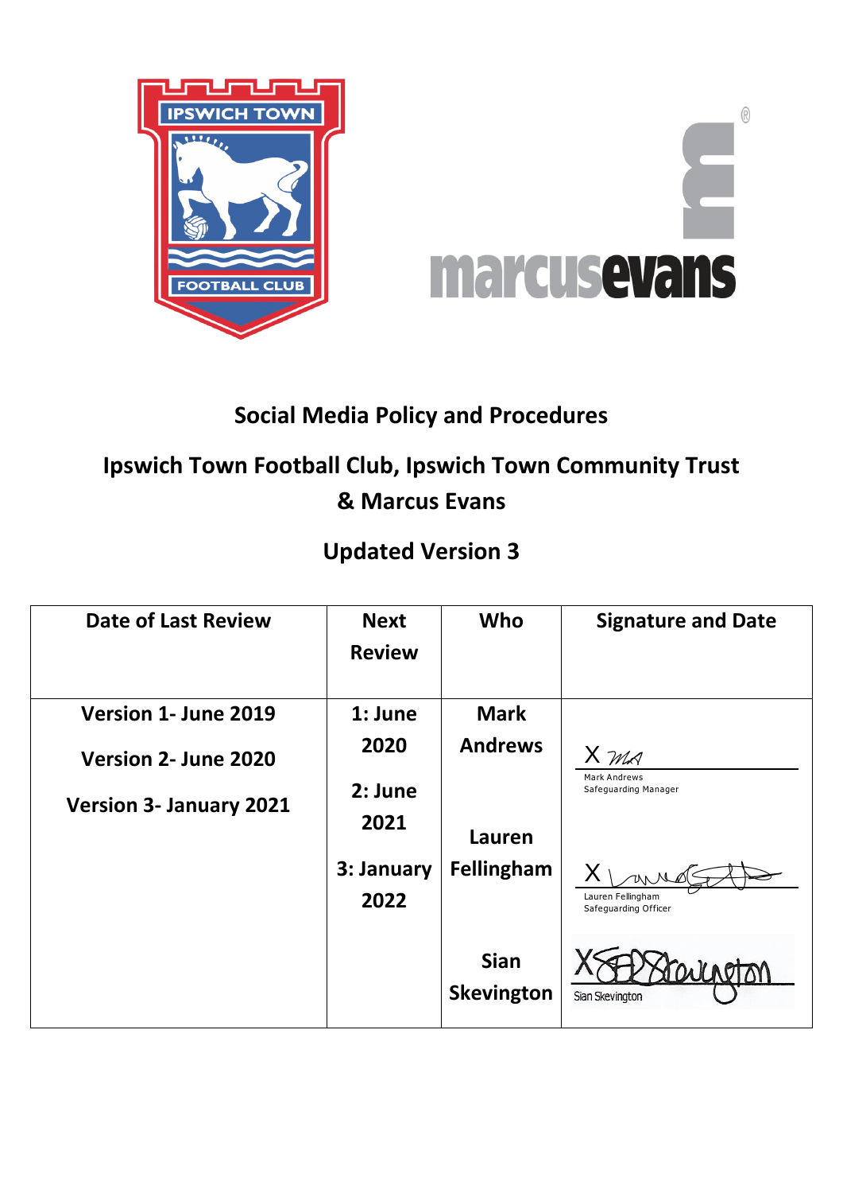# Social Media Policy and Procedures

## Ipswich Town Football Club, Ipswich Town Community Trust & Marcus Evans

## Updated Version 3

| Date of Last Review | Next Review | Who | Signature and Date |
|---|---|---|---|
| Version 1- June 2019<br>Version 2- June 2020<br>Version 3- January 2021 | 1: June 2020<br>2: June 2021<br>3: January 2022 | Mark Andrews<br><br>Lauren Fellingham<br><br>Sian Skevington | X MA<br>Mark Andrews<br>Safeguarding Manager<br><br>X<br>Lauren Fellingham<br>Safeguarding Officer<br><br>X<br>Sian Skevington |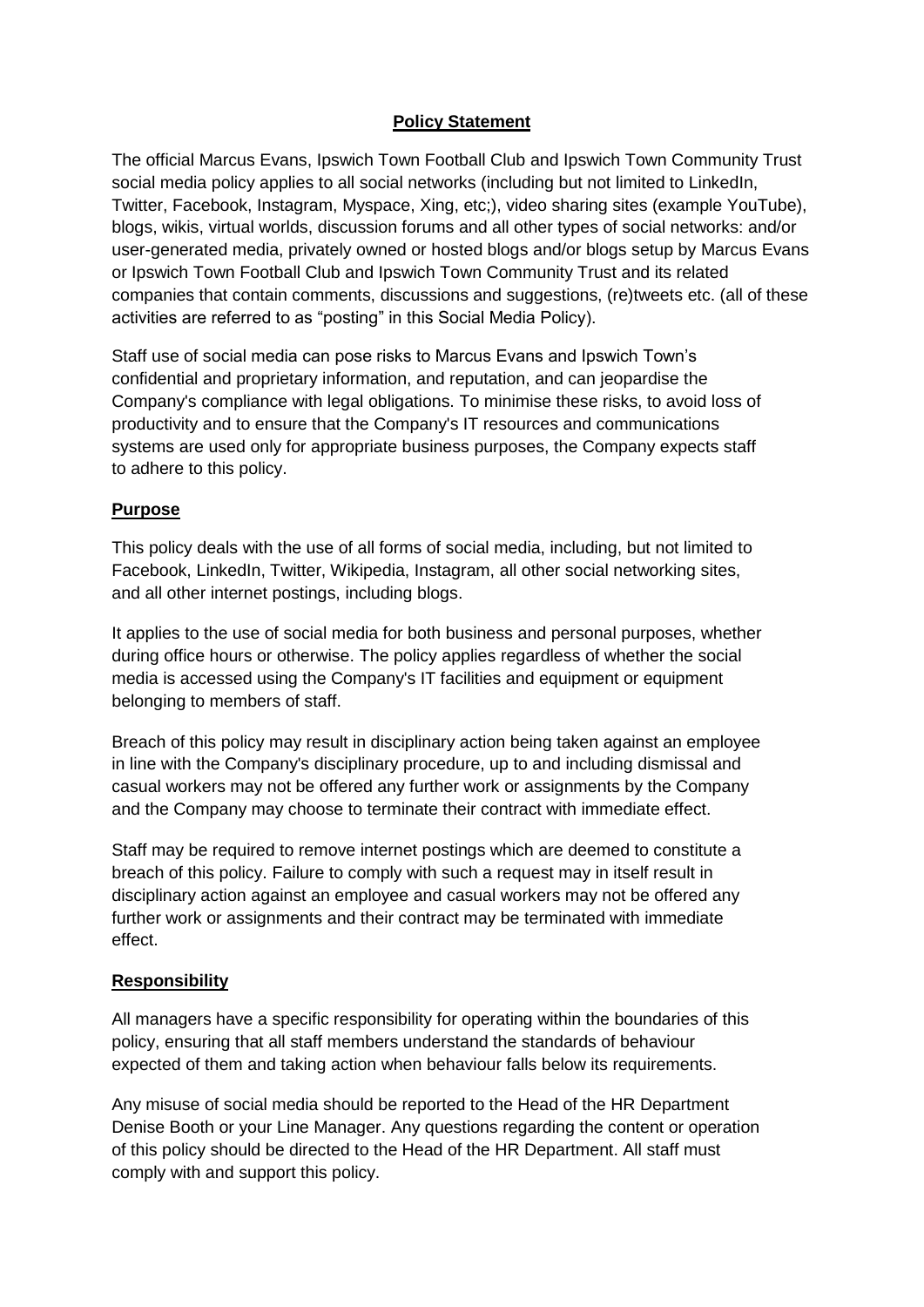## Policy Statement

The official Marcus Evans, Ipswich Town Football Club and Ipswich Town Community Trust social media policy applies to all social networks (including but not limited to LinkedIn, Twitter, Facebook, Instagram, Myspace, Xing, etc;), video sharing sites (example YouTube), blogs, wikis, virtual worlds, discussion forums and all other types of social networks: and/or user-generated media, privately owned or hosted blogs and/or blogs setup by Marcus Evans or Ipswich Town Football Club and Ipswich Town Community Trust and its related companies that contain comments, discussions and suggestions, (re)tweets etc. (all of these activities are referred to as "posting" in this Social Media Policy).

Staff use of social media can pose risks to Marcus Evans and Ipswich Town's confidential and proprietary information, and reputation, and can jeopardise the Company's compliance with legal obligations. To minimise these risks, to avoid loss of productivity and to ensure that the Company's IT resources and communications systems are used only for appropriate business purposes, the Company expects staff to adhere to this policy.

## Purpose

This policy deals with the use of all forms of social media, including, but not limited to Facebook, LinkedIn, Twitter, Wikipedia, Instagram, all other social networking sites, and all other internet postings, including blogs.

It applies to the use of social media for both business and personal purposes, whether during office hours or otherwise. The policy applies regardless of whether the social media is accessed using the Company's IT facilities and equipment or equipment belonging to members of staff.

Breach of this policy may result in disciplinary action being taken against an employee in line with the Company's disciplinary procedure, up to and including dismissal and casual workers may not be offered any further work or assignments by the Company and the Company may choose to terminate their contract with immediate effect.

Staff may be required to remove internet postings which are deemed to constitute a breach of this policy. Failure to comply with such a request may in itself result in disciplinary action against an employee and casual workers may not be offered any further work or assignments and their contract may be terminated with immediate effect.

## Responsibility

All managers have a specific responsibility for operating within the boundaries of this policy, ensuring that all staff members understand the standards of behaviour expected of them and taking action when behaviour falls below its requirements.

Any misuse of social media should be reported to the Head of the HR Department Denise Booth or your Line Manager. Any questions regarding the content or operation of this policy should be directed to the Head of the HR Department. All staff must comply with and support this policy.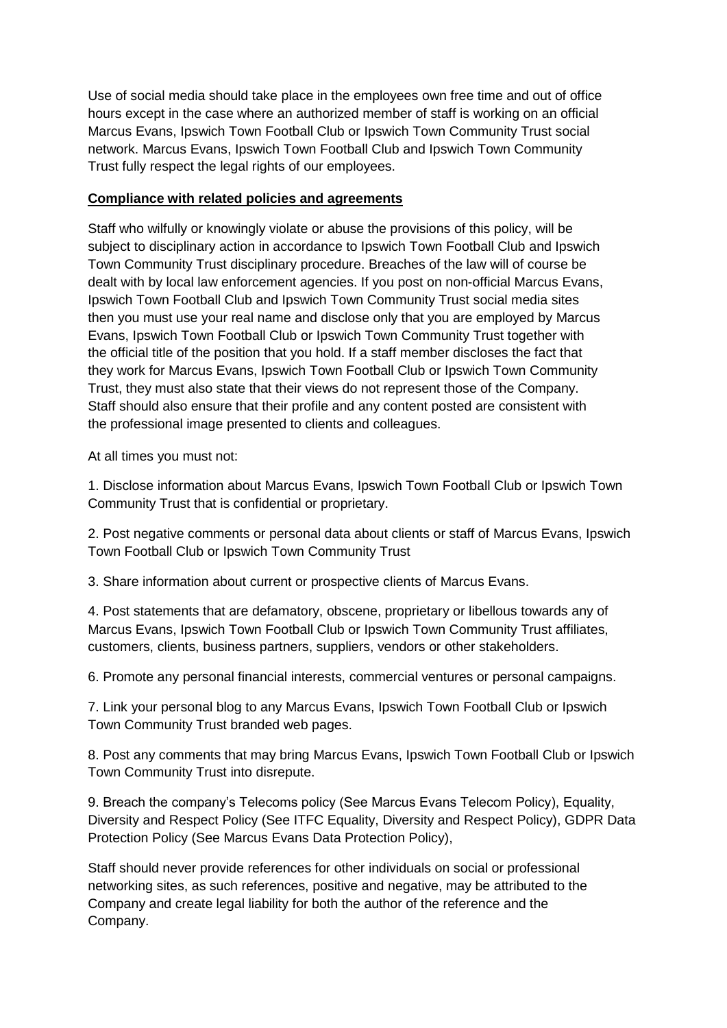Use of social media should take place in the employees own free time and out of office hours except in the case where an authorized member of staff is working on an official Marcus Evans, Ipswich Town Football Club or Ipswich Town Community Trust social network. Marcus Evans, Ipswich Town Football Club and Ipswich Town Community Trust fully respect the legal rights of our employees.

**Compliance with related policies and agreements**

Staff who wilfully or knowingly violate or abuse the provisions of this policy, will be subject to disciplinary action in accordance to Ipswich Town Football Club and Ipswich Town Community Trust disciplinary procedure. Breaches of the law will of course be dealt with by local law enforcement agencies. If you post on non-official Marcus Evans, Ipswich Town Football Club and Ipswich Town Community Trust social media sites then you must use your real name and disclose only that you are employed by Marcus Evans, Ipswich Town Football Club or Ipswich Town Community Trust together with the official title of the position that you hold. If a staff member discloses the fact that they work for Marcus Evans, Ipswich Town Football Club or Ipswich Town Community Trust, they must also state that their views do not represent those of the Company. Staff should also ensure that their profile and any content posted are consistent with the professional image presented to clients and colleagues.

At all times you must not:

1. Disclose information about Marcus Evans, Ipswich Town Football Club or Ipswich Town Community Trust that is confidential or proprietary.

2. Post negative comments or personal data about clients or staff of Marcus Evans, Ipswich Town Football Club or Ipswich Town Community Trust

3. Share information about current or prospective clients of Marcus Evans.

4. Post statements that are defamatory, obscene, proprietary or libellous towards any of Marcus Evans, Ipswich Town Football Club or Ipswich Town Community Trust affiliates, customers, clients, business partners, suppliers, vendors or other stakeholders.

6. Promote any personal financial interests, commercial ventures or personal campaigns.

7. Link your personal blog to any Marcus Evans, Ipswich Town Football Club or Ipswich Town Community Trust branded web pages.

8. Post any comments that may bring Marcus Evans, Ipswich Town Football Club or Ipswich Town Community Trust into disrepute.

9. Breach the company's Telecoms policy (See Marcus Evans Telecom Policy), Equality, Diversity and Respect Policy (See ITFC Equality, Diversity and Respect Policy), GDPR Data Protection Policy (See Marcus Evans Data Protection Policy),

Staff should never provide references for other individuals on social or professional networking sites, as such references, positive and negative, may be attributed to the Company and create legal liability for both the author of the reference and the Company.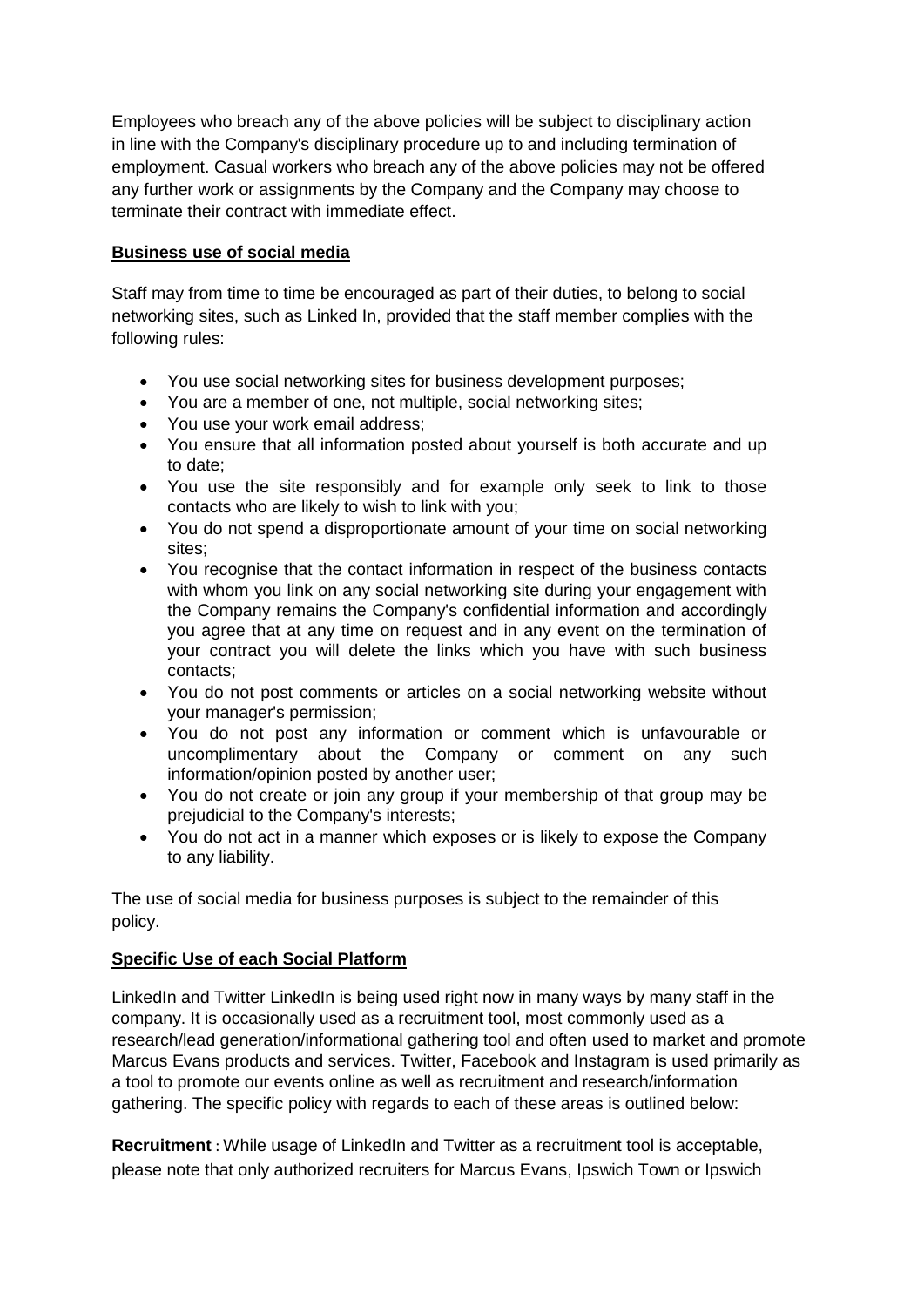Employees who breach any of the above policies will be subject to disciplinary action in line with the Company's disciplinary procedure up to and including termination of employment. Casual workers who breach any of the above policies may not be offered any further work or assignments by the Company and the Company may choose to terminate their contract with immediate effect.

**Business use of social media**

Staff may from time to time be encouraged as part of their duties, to belong to social networking sites, such as Linked In, provided that the staff member complies with the following rules:

- You use social networking sites for business development purposes;
- You are a member of one, not multiple, social networking sites;
- You use your work email address;
- You ensure that all information posted about yourself is both accurate and up to date;
- You use the site responsibly and for example only seek to link to those contacts who are likely to wish to link with you;
- You do not spend a disproportionate amount of your time on social networking sites;
- You recognise that the contact information in respect of the business contacts with whom you link on any social networking site during your engagement with the Company remains the Company's confidential information and accordingly you agree that at any time on request and in any event on the termination of your contract you will delete the links which you have with such business contacts;
- You do not post comments or articles on a social networking website without your manager's permission;
- You do not post any information or comment which is unfavourable or uncomplimentary about the Company or comment on any such information/opinion posted by another user;
- You do not create or join any group if your membership of that group may be prejudicial to the Company's interests;
- You do not act in a manner which exposes or is likely to expose the Company to any liability.

The use of social media for business purposes is subject to the remainder of this policy.

**Specific Use of each Social Platform**

LinkedIn and Twitter LinkedIn is being used right now in many ways by many staff in the company. It is occasionally used as a recruitment tool, most commonly used as a research/lead generation/informational gathering tool and often used to market and promote Marcus Evans products and services. Twitter, Facebook and Instagram is used primarily as a tool to promote our events online as well as recruitment and research/information gathering. The specific policy with regards to each of these areas is outlined below:

**Recruitment** : While usage of LinkedIn and Twitter as a recruitment tool is acceptable, please note that only authorized recruiters for Marcus Evans, Ipswich Town or Ipswich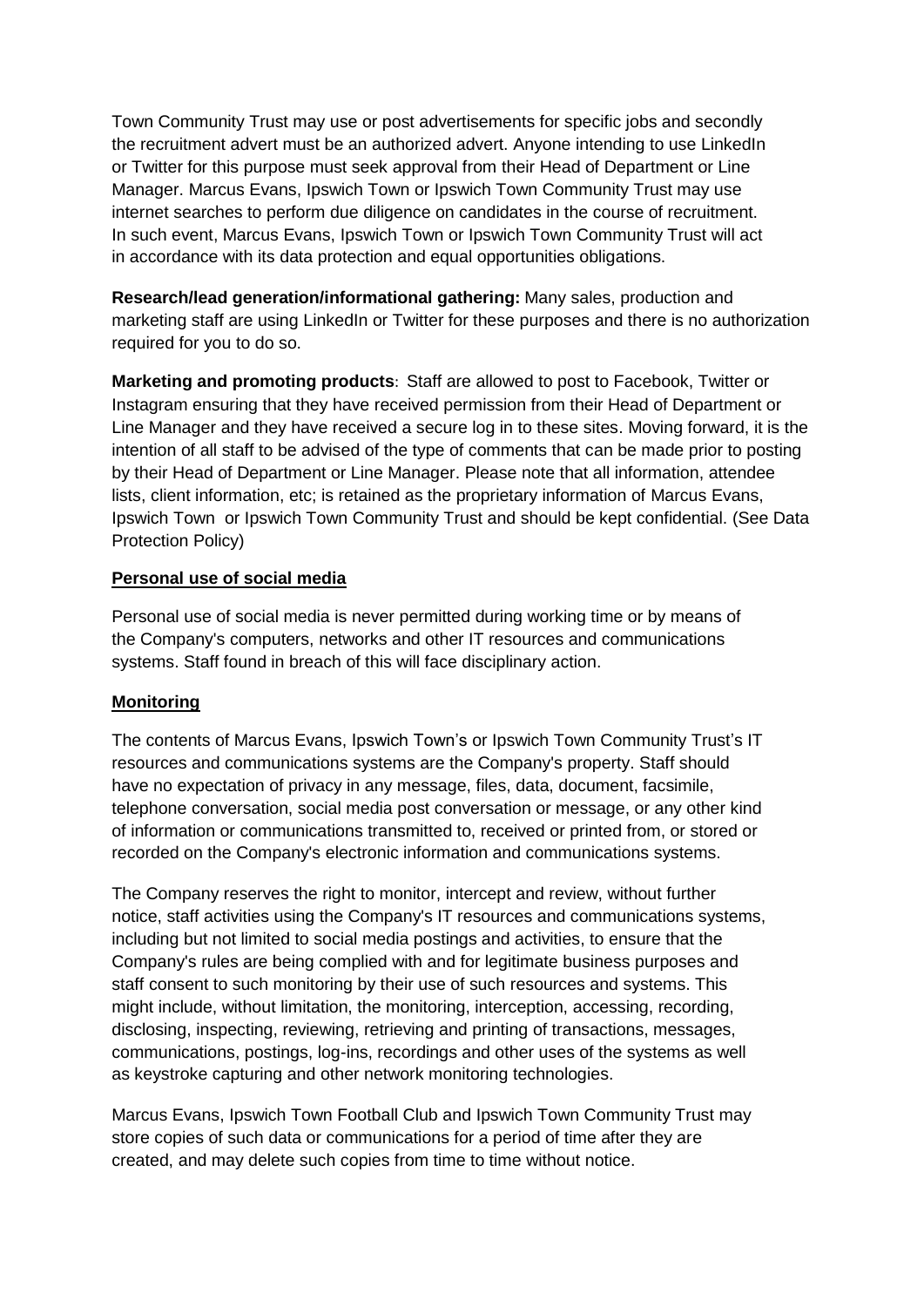Town Community Trust may use or post advertisements for specific jobs and secondly the recruitment advert must be an authorized advert. Anyone intending to use LinkedIn or Twitter for this purpose must seek approval from their Head of Department or Line Manager. Marcus Evans, Ipswich Town or Ipswich Town Community Trust may use internet searches to perform due diligence on candidates in the course of recruitment. In such event, Marcus Evans, Ipswich Town or Ipswich Town Community Trust will act in accordance with its data protection and equal opportunities obligations.

**Research/lead generation/informational gathering:** Many sales, production and marketing staff are using LinkedIn or Twitter for these purposes and there is no authorization required for you to do so.

**Marketing and promoting products**: Staff are allowed to post to Facebook, Twitter or Instagram ensuring that they have received permission from their Head of Department or Line Manager and they have received a secure log in to these sites. Moving forward, it is the intention of all staff to be advised of the type of comments that can be made prior to posting by their Head of Department or Line Manager. Please note that all information, attendee lists, client information, etc; is retained as the proprietary information of Marcus Evans, Ipswich Town or Ipswich Town Community Trust and should be kept confidential. (See Data Protection Policy)

**Personal use of social media**

Personal use of social media is never permitted during working time or by means of the Company's computers, networks and other IT resources and communications systems. Staff found in breach of this will face disciplinary action.

**Monitoring**

The contents of Marcus Evans, Ipswich Town's or Ipswich Town Community Trust's IT resources and communications systems are the Company's property. Staff should have no expectation of privacy in any message, files, data, document, facsimile, telephone conversation, social media post conversation or message, or any other kind of information or communications transmitted to, received or printed from, or stored or recorded on the Company's electronic information and communications systems.

The Company reserves the right to monitor, intercept and review, without further notice, staff activities using the Company's IT resources and communications systems, including but not limited to social media postings and activities, to ensure that the Company's rules are being complied with and for legitimate business purposes and staff consent to such monitoring by their use of such resources and systems. This might include, without limitation, the monitoring, interception, accessing, recording, disclosing, inspecting, reviewing, retrieving and printing of transactions, messages, communications, postings, log-ins, recordings and other uses of the systems as well as keystroke capturing and other network monitoring technologies.

Marcus Evans, Ipswich Town Football Club and Ipswich Town Community Trust may store copies of such data or communications for a period of time after they are created, and may delete such copies from time to time without notice.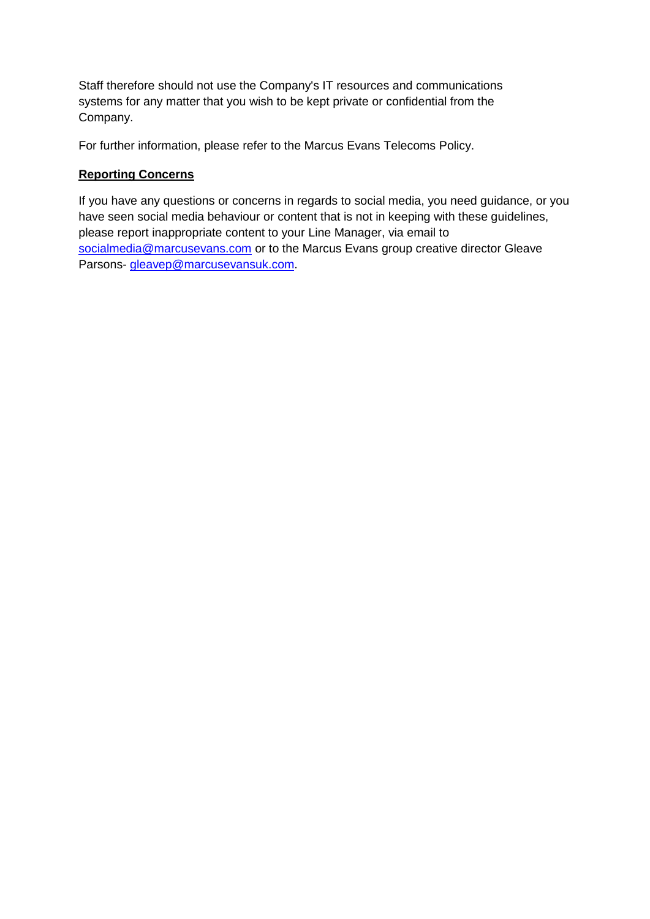Staff therefore should not use the Company's IT resources and communications systems for any matter that you wish to be kept private or confidential from the Company.

For further information, please refer to the Marcus Evans Telecoms Policy.

**Reporting Concerns**

If you have any questions or concerns in regards to social media, you need guidance, or you have seen social media behaviour or content that is not in keeping with these guidelines, please report inappropriate content to your Line Manager, via email to socialmedia@marcusevans.com or to the Marcus Evans group creative director Gleave Parsons- gleavep@marcusevansuk.com.